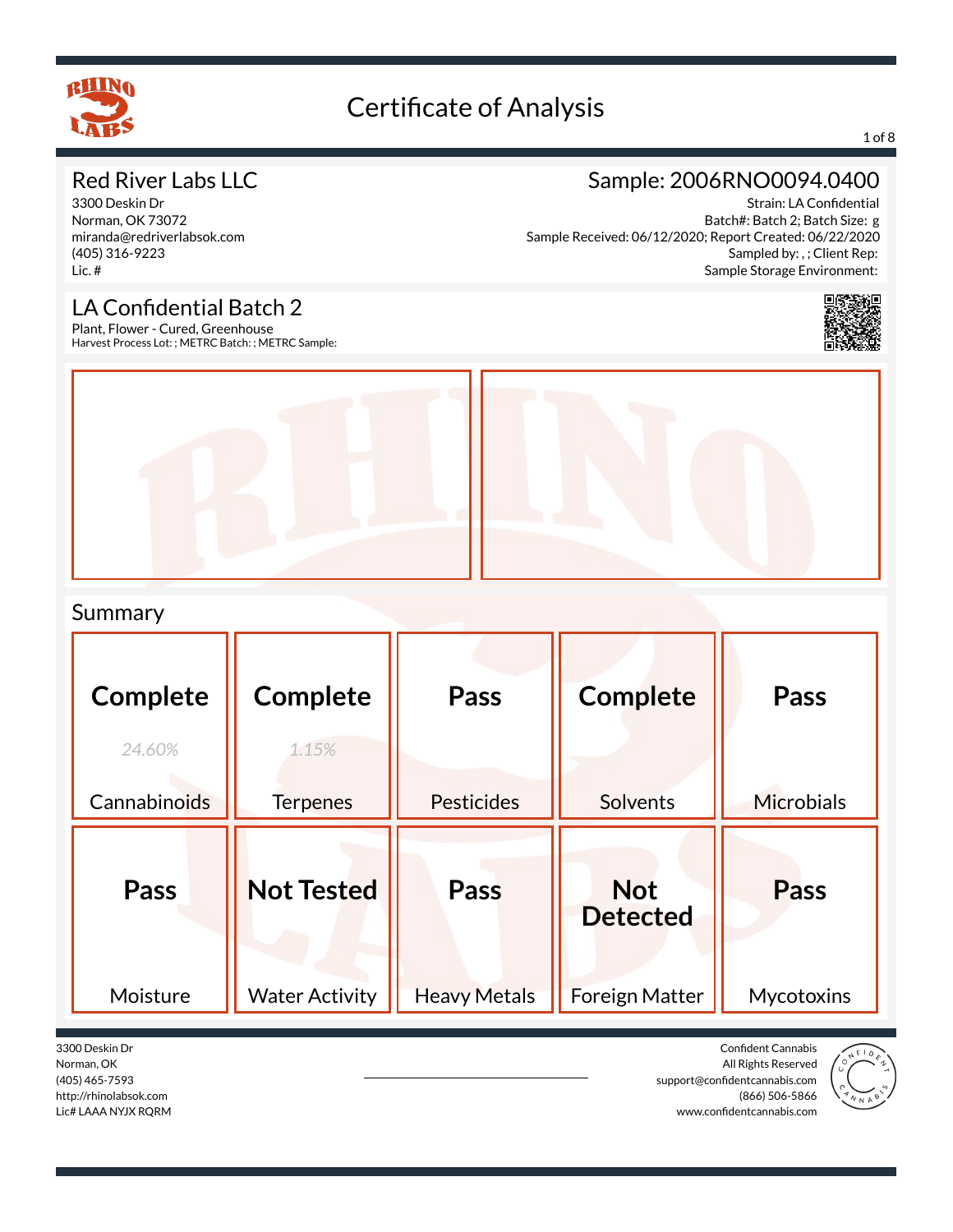# Certificate of Analysis

## Red River Labs LLC

3300 Deskin Dr
Norman, OK 73072
miranda@redriverlabsok.com
(405) 316-9223
Lic. #

## Sample: 2006RNO0094.0400

Strain: LA Confidential
Batch#: Batch 2; Batch Size: g
Sample Received: 06/12/2020; Report Created: 06/22/2020
Sampled by: , ; Client Rep:
Sample Storage Environment:

## LA Confidential Batch 2

Plant, Flower - Cured, Greenhouse
Harvest Process Lot: ; METRC Batch: ; METRC Sample:

## Summary

| Cannabinoids | Terpenes | Pesticides | Solvents | Microbials |
|---|---|---|---|---|
| **Complete** *24.60%* | **Complete** *1.15%* | **Pass** | **Complete** | **Pass** |

| Moisture | Water Activity | Heavy Metals | Foreign Matter | Mycotoxins |
|---|---|---|---|---|
| **Pass** | **Not Tested** | **Pass** | **Not Detected** | **Pass** |

3300 Deskin Dr
Norman, OK
(405) 465-7593
http://rhinolabsok.com
Lic# LAAA NYJX RQRM

Confident Cannabis
All Rights Reserved
support@confidentcannabis.com
(866) 506-5866
www.confidentcannabis.com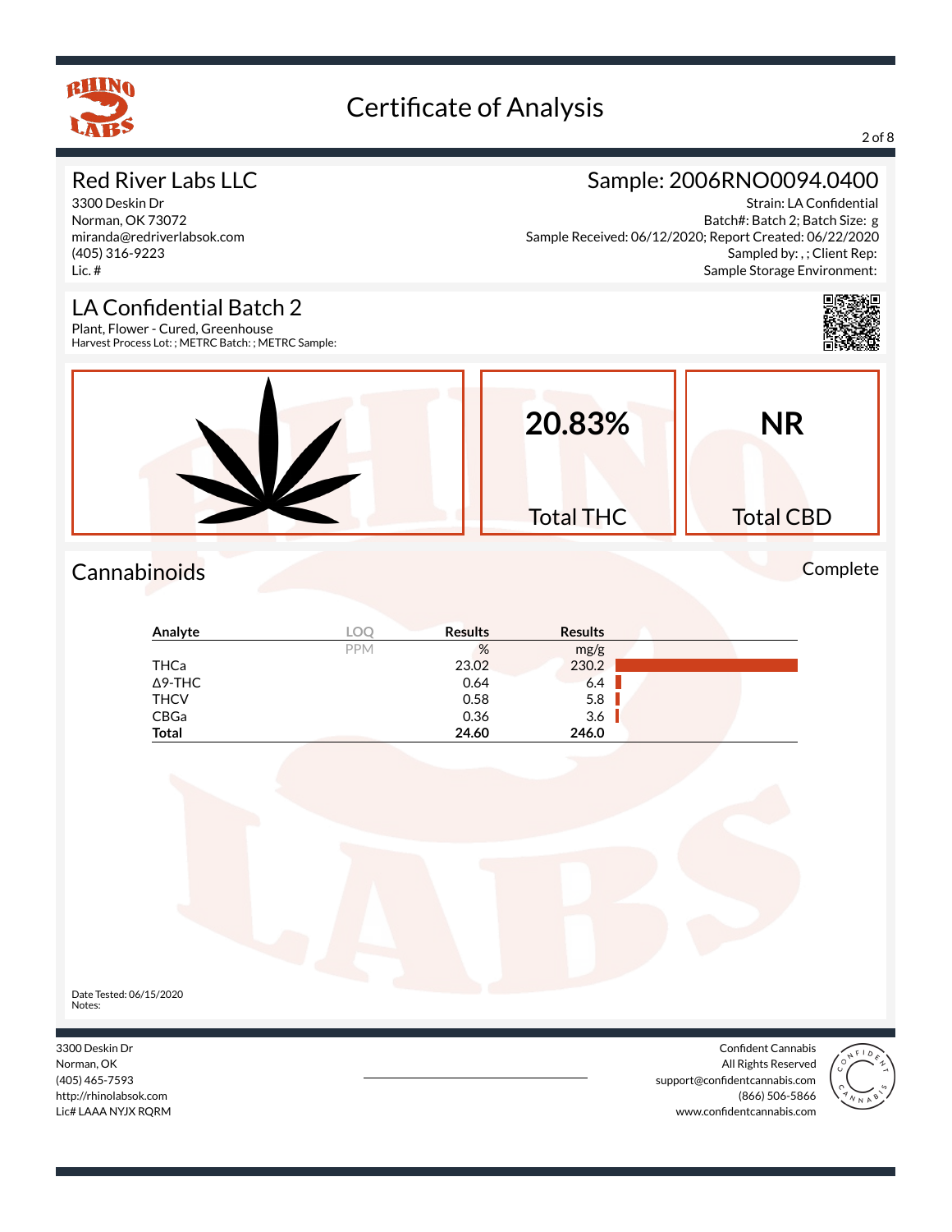# Certificate of Analysis

## Red River Labs LLC

3300 Deskin Dr
Norman, OK 73072
miranda@redriverlabsok.com
(405) 316-9223
Lic. #

## Sample: 2006RNO0094.0400

Strain: LA Confidential
Batch#: Batch 2; Batch Size: g
Sample Received: 06/12/2020; Report Created: 06/22/2020
Sampled by: , ; Client Rep:
Sample Storage Environment:

## LA Confidential Batch 2

Plant, Flower - Cured, Greenhouse
Harvest Process Lot: ; METRC Batch: ; METRC Sample:

**20.83%** Total THC

**NR** Total CBD

## Cannabinoids

Complete

| Analyte | LOQ | Results | Results |
|---|---|---|---|
| | PPM | % | mg/g |
| THCa | | 23.02 | 230.2 |
| Δ9-THC | | 0.64 | 6.4 |
| THCV | | 0.58 | 5.8 |
| CBGa | | 0.36 | 3.6 |
| **Total** | | **24.60** | **246.0** |

Date Tested: 06/15/2020
Notes:

3300 Deskin Dr
Norman, OK
(405) 465-7593
http://rhinolabsok.com
Lic# LAAA NYJX RQRM

Confident Cannabis
All Rights Reserved
support@confidentcannabis.com
(866) 506-5866
www.confidentcannabis.com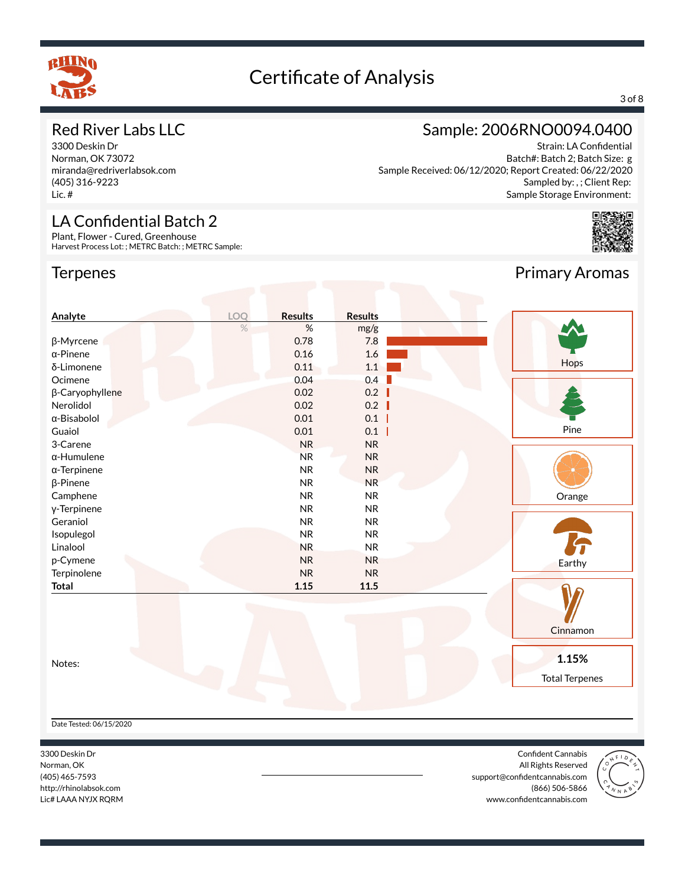# Certificate of Analysis

## Red River Labs LLC

3300 Deskin Dr
Norman, OK 73072
miranda@redriverlabsok.com
(405) 316-9223
Lic. #

## Sample: 2006RNO0094.0400

Strain: LA Confidential
Batch#: Batch 2; Batch Size: g
Sample Received: 06/12/2020; Report Created: 06/22/2020
Sampled by: , ; Client Rep:
Sample Storage Environment:

## LA Confidential Batch 2

Plant, Flower - Cured, Greenhouse
Harvest Process Lot: ; METRC Batch: ; METRC Sample:

## Terpenes

| Analyte | LOQ | Results | Results |
|---|---|---|---|
| | % | % | mg/g |
| β-Myrcene | | 0.78 | 7.8 |
| α-Pinene | | 0.16 | 1.6 |
| δ-Limonene | | 0.11 | 1.1 |
| Ocimene | | 0.04 | 0.4 |
| β-Caryophyllene | | 0.02 | 0.2 |
| Nerolidol | | 0.02 | 0.2 |
| α-Bisabolol | | 0.01 | 0.1 |
| Guaiol | | 0.01 | 0.1 |
| 3-Carene | | NR | NR |
| α-Humulene | | NR | NR |
| α-Terpinene | | NR | NR |
| β-Pinene | | NR | NR |
| Camphene | | NR | NR |
| γ-Terpinene | | NR | NR |
| Geraniol | | NR | NR |
| Isopulegol | | NR | NR |
| Linalool | | NR | NR |
| p-Cymene | | NR | NR |
| Terpinolene | | NR | NR |
| **Total** | | **1.15** | **11.5** |

## Primary Aromas

- Hops
- Pine
- Orange
- Earthy
- Cinnamon

**1.15%**
Total Terpenes

Notes:

Date Tested: 06/15/2020

3300 Deskin Dr
Norman, OK
(405) 465-7593
http://rhinolabsok.com
Lic# LAAA NYJX RQRM

Confident Cannabis
All Rights Reserved
support@confidentcannabis.com
(866) 506-5866
www.confidentcannabis.com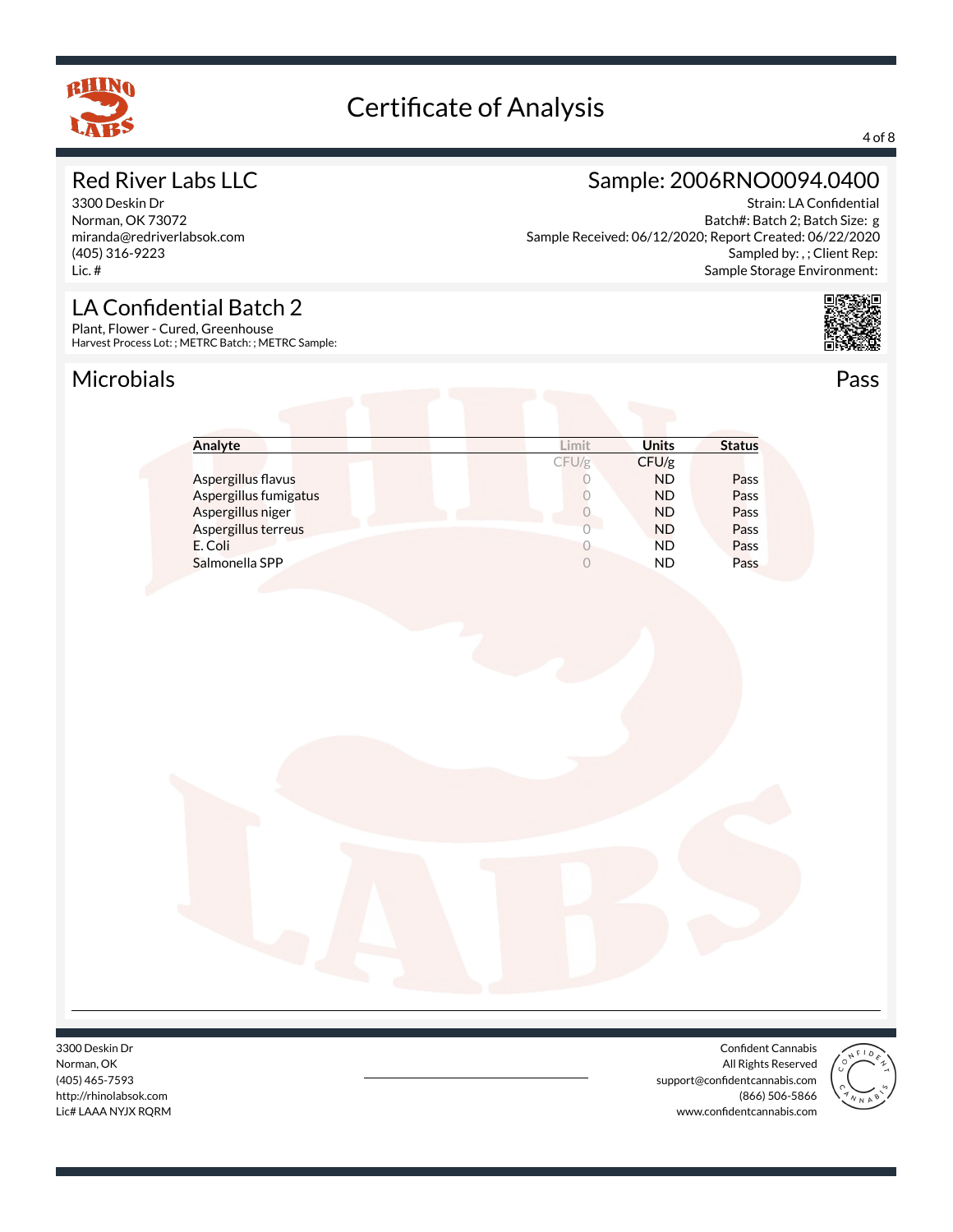# Certificate of Analysis

## Red River Labs LLC

3300 Deskin Dr
Norman, OK 73072
miranda@redriverlabsok.com
(405) 316-9223
Lic. #

## Sample: 2006RNO0094.0400

Strain: LA Confidential
Batch#: Batch 2; Batch Size: g
Sample Received: 06/12/2020; Report Created: 06/22/2020
Sampled by: , ; Client Rep:
Sample Storage Environment:

## LA Confidential Batch 2

Plant, Flower - Cured, Greenhouse
Harvest Process Lot: ; METRC Batch: ; METRC Sample:

## Microbials

Pass

| Analyte | Limit | Units | Status |
|---|---|---|---|
| | CFU/g | CFU/g | |
| Aspergillus flavus | 0 | ND | Pass |
| Aspergillus fumigatus | 0 | ND | Pass |
| Aspergillus niger | 0 | ND | Pass |
| Aspergillus terreus | 0 | ND | Pass |
| E. Coli | 0 | ND | Pass |
| Salmonella SPP | 0 | ND | Pass |

3300 Deskin Dr
Norman, OK
(405) 465-7593
http://rhinolabsok.com
Lic# LAAA NYJX RQRM

Confident Cannabis
All Rights Reserved
support@confidentcannabis.com
(866) 506-5866
www.confidentcannabis.com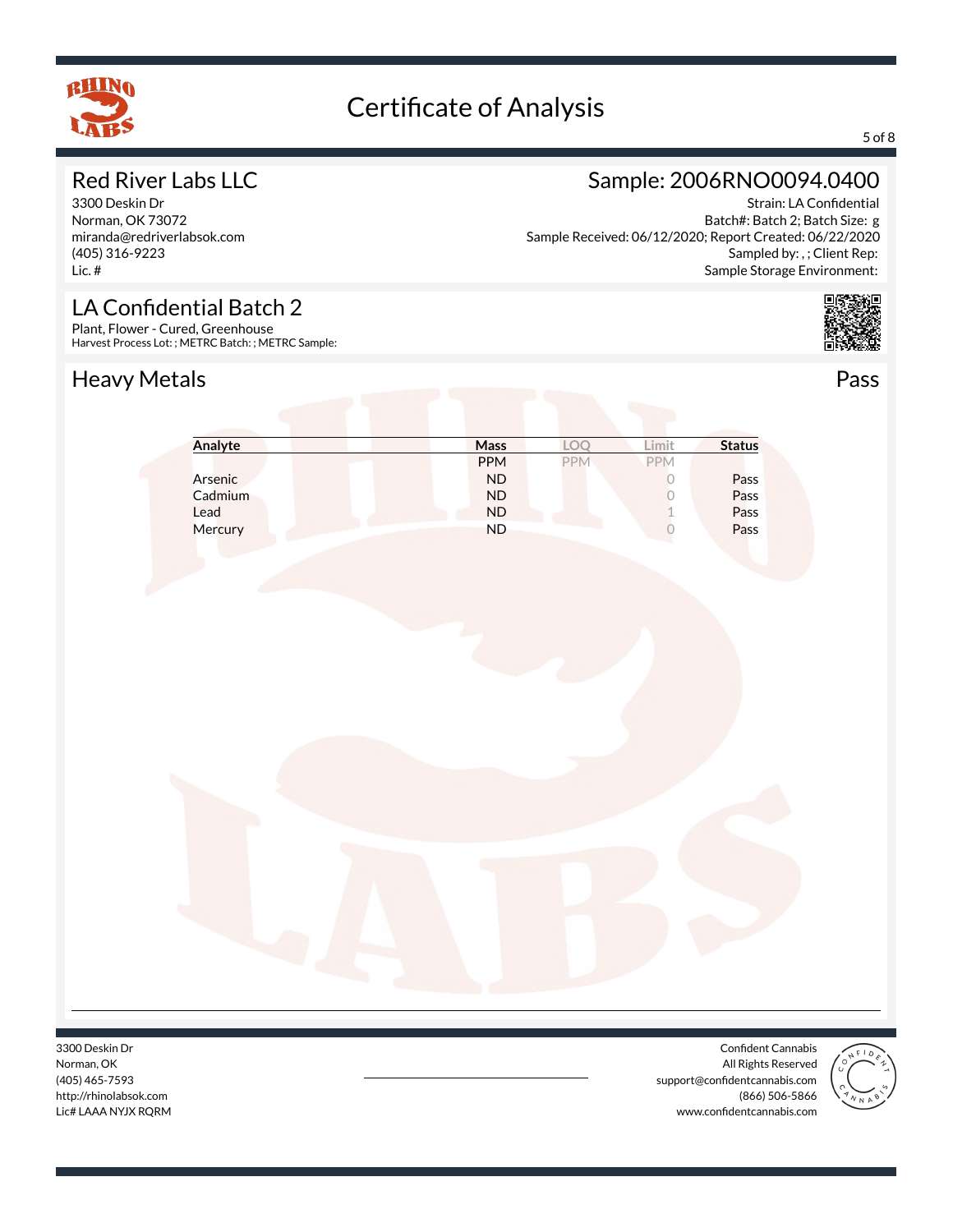# Certificate of Analysis

## Red River Labs LLC

3300 Deskin Dr
Norman, OK 73072
miranda@redriverlabsok.com
(405) 316-9223
Lic. #

## Sample: 2006RNO0094.0400

Strain: LA Confidential
Batch#: Batch 2; Batch Size: g
Sample Received: 06/12/2020; Report Created: 06/22/2020
Sampled by: , ; Client Rep:
Sample Storage Environment:

## LA Confidential Batch 2

Plant, Flower - Cured, Greenhouse
Harvest Process Lot: ; METRC Batch: ; METRC Sample:

## Heavy Metals

Pass

| Analyte | Mass | LOQ | Limit | Status |
|---|---|---|---|---|
| | PPM | PPM | PPM | |
| Arsenic | ND | | 0 | Pass |
| Cadmium | ND | | 0 | Pass |
| Lead | ND | | 1 | Pass |
| Mercury | ND | | 0 | Pass |

3300 Deskin Dr
Norman, OK
(405) 465-7593
http://rhinolabsok.com
Lic# LAAA NYJX RQRM

Confident Cannabis
All Rights Reserved
support@confidentcannabis.com
(866) 506-5866
www.confidentcannabis.com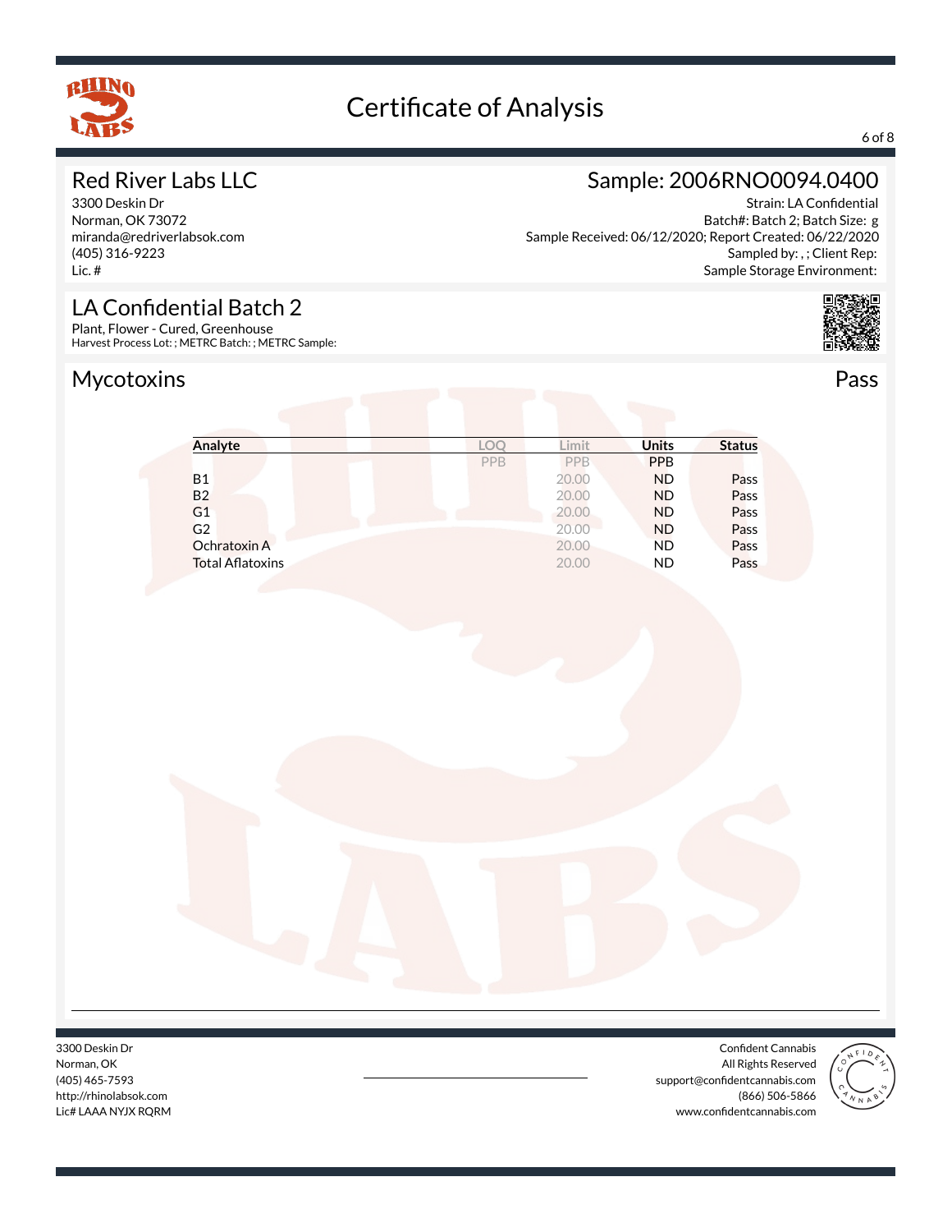# Certificate of Analysis

## Red River Labs LLC

3300 Deskin Dr
Norman, OK 73072
miranda@redriverlabsok.com
(405) 316-9223
Lic. #

## Sample: 2006RNO0094.0400

Strain: LA Confidential
Batch#: Batch 2; Batch Size: g
Sample Received: 06/12/2020; Report Created: 06/22/2020
Sampled by: , ; Client Rep:
Sample Storage Environment:

## LA Confidential Batch 2

Plant, Flower - Cured, Greenhouse
Harvest Process Lot: ; METRC Batch: ; METRC Sample:

## Mycotoxins

Pass

| Analyte | LOQ | Limit | Units | Status |
|---|---|---|---|---|
| | PPB | PPB | PPB | |
| B1 | | 20.00 | ND | Pass |
| B2 | | 20.00 | ND | Pass |
| G1 | | 20.00 | ND | Pass |
| G2 | | 20.00 | ND | Pass |
| Ochratoxin A | | 20.00 | ND | Pass |
| Total Aflatoxins | | 20.00 | ND | Pass |

3300 Deskin Dr
Norman, OK
(405) 465-7593
http://rhinolabsok.com
Lic# LAAA NYJX RQRM

Confident Cannabis
All Rights Reserved
support@confidentcannabis.com
(866) 506-5866
www.confidentcannabis.com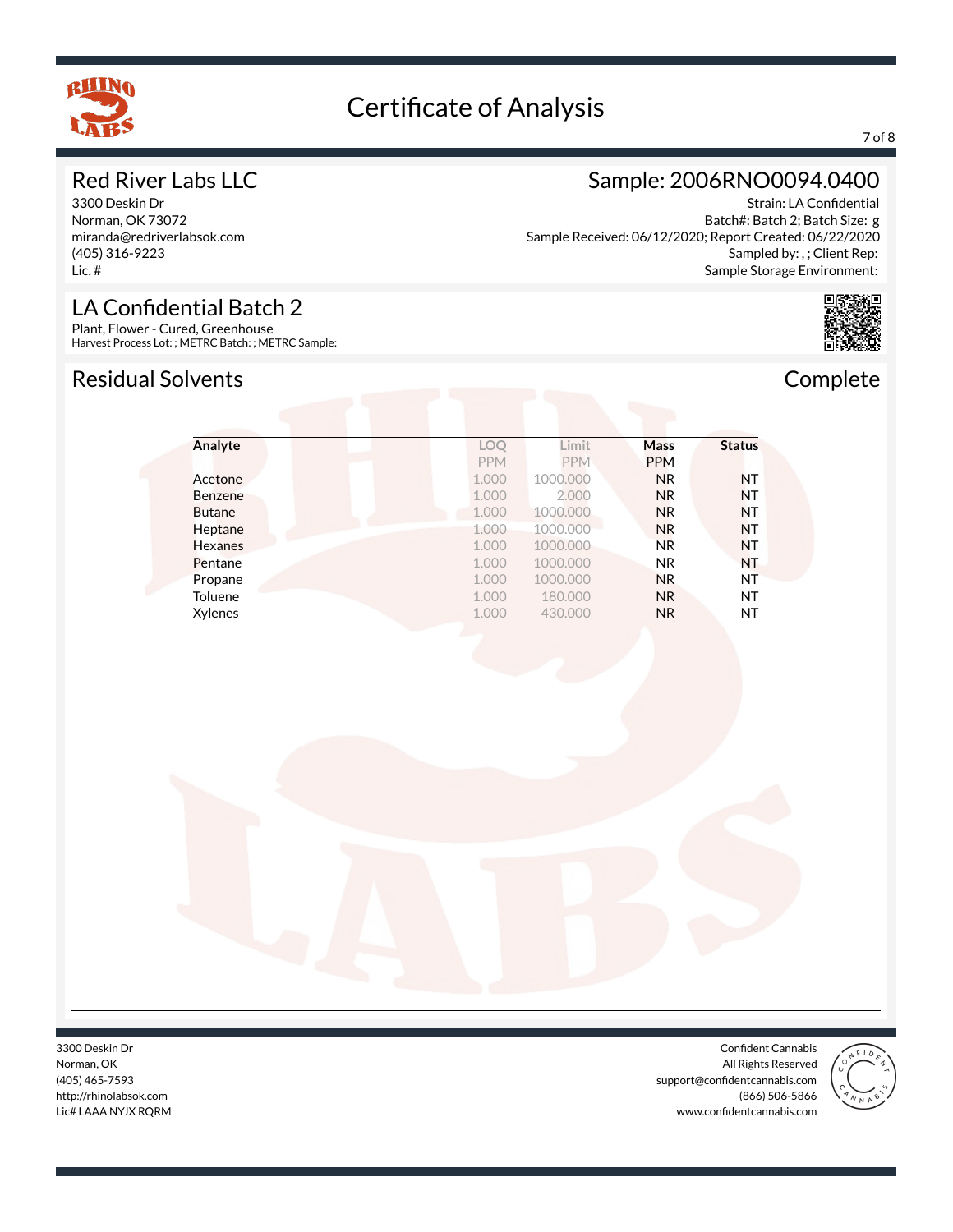# Certificate of Analysis

## Red River Labs LLC

3300 Deskin Dr
Norman, OK 73072
miranda@redriverlabsok.com
(405) 316-9223
Lic. #

## Sample: 2006RNO0094.0400

Strain: LA Confidential
Batch#: Batch 2; Batch Size: g
Sample Received: 06/12/2020; Report Created: 06/22/2020
Sampled by: , ; Client Rep:
Sample Storage Environment:

## LA Confidential Batch 2

Plant, Flower - Cured, Greenhouse
Harvest Process Lot: ; METRC Batch: ; METRC Sample:

## Residual Solvents

Complete

| Analyte | LOQ | Limit | Mass | Status |
|---|---|---|---|---|
| | PPM | PPM | PPM | |
| Acetone | 1.000 | 1000.000 | NR | NT |
| Benzene | 1.000 | 2.000 | NR | NT |
| Butane | 1.000 | 1000.000 | NR | NT |
| Heptane | 1.000 | 1000.000 | NR | NT |
| Hexanes | 1.000 | 1000.000 | NR | NT |
| Pentane | 1.000 | 1000.000 | NR | NT |
| Propane | 1.000 | 1000.000 | NR | NT |
| Toluene | 1.000 | 180.000 | NR | NT |
| Xylenes | 1.000 | 430.000 | NR | NT |

3300 Deskin Dr
Norman, OK
(405) 465-7593
http://rhinolabsok.com
Lic# LAAA NYJX RQRM

Confident Cannabis
All Rights Reserved
support@confidentcannabis.com
(866) 506-5866
www.confidentcannabis.com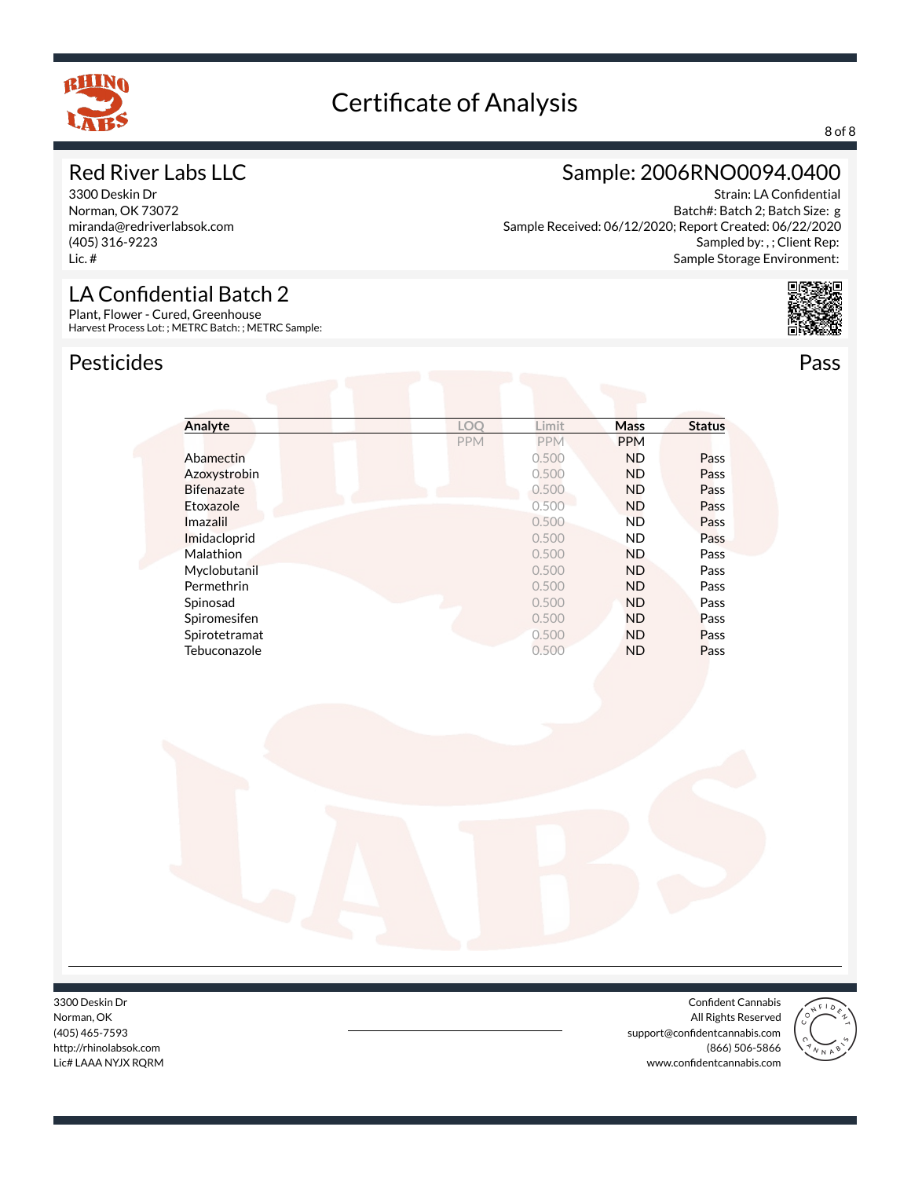# Certificate of Analysis

## Red River Labs LLC

3300 Deskin Dr
Norman, OK 73072
miranda@redriverlabsok.com
(405) 316-9223
Lic. #

## Sample: 2006RNO0094.0400

Strain: LA Confidential
Batch#: Batch 2; Batch Size: g
Sample Received: 06/12/2020; Report Created: 06/22/2020
Sampled by: , ; Client Rep:
Sample Storage Environment:

## LA Confidential Batch 2

Plant, Flower - Cured, Greenhouse
Harvest Process Lot: ; METRC Batch: ; METRC Sample:

## Pesticides

Pass

| Analyte | LOQ | Limit | Mass | Status |
|---|---|---|---|---|
| | PPM | PPM | PPM | |
| Abamectin | | 0.500 | ND | Pass |
| Azoxystrobin | | 0.500 | ND | Pass |
| Bifenazate | | 0.500 | ND | Pass |
| Etoxazole | | 0.500 | ND | Pass |
| Imazalil | | 0.500 | ND | Pass |
| Imidacloprid | | 0.500 | ND | Pass |
| Malathion | | 0.500 | ND | Pass |
| Myclobutanil | | 0.500 | ND | Pass |
| Permethrin | | 0.500 | ND | Pass |
| Spinosad | | 0.500 | ND | Pass |
| Spiromesifen | | 0.500 | ND | Pass |
| Spirotetramat | | 0.500 | ND | Pass |
| Tebuconazole | | 0.500 | ND | Pass |

3300 Deskin Dr
Norman, OK
(405) 465-7593
http://rhinolabsok.com
Lic# LAAA NYJX RQRM

Confident Cannabis
All Rights Reserved
support@confidentcannabis.com
(866) 506-5866
www.confidentcannabis.com